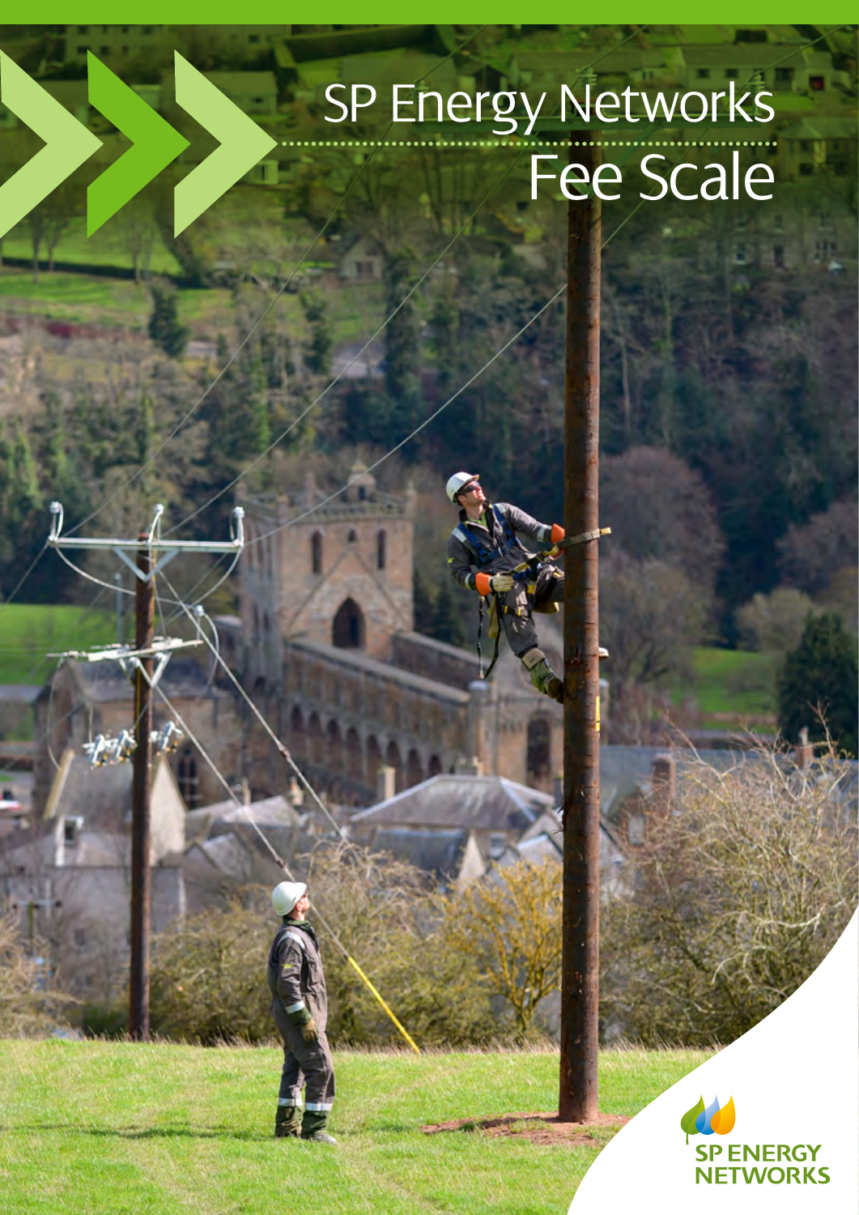# SP Energy Networks
## Fee Scale

SP ENERGY NETWORKS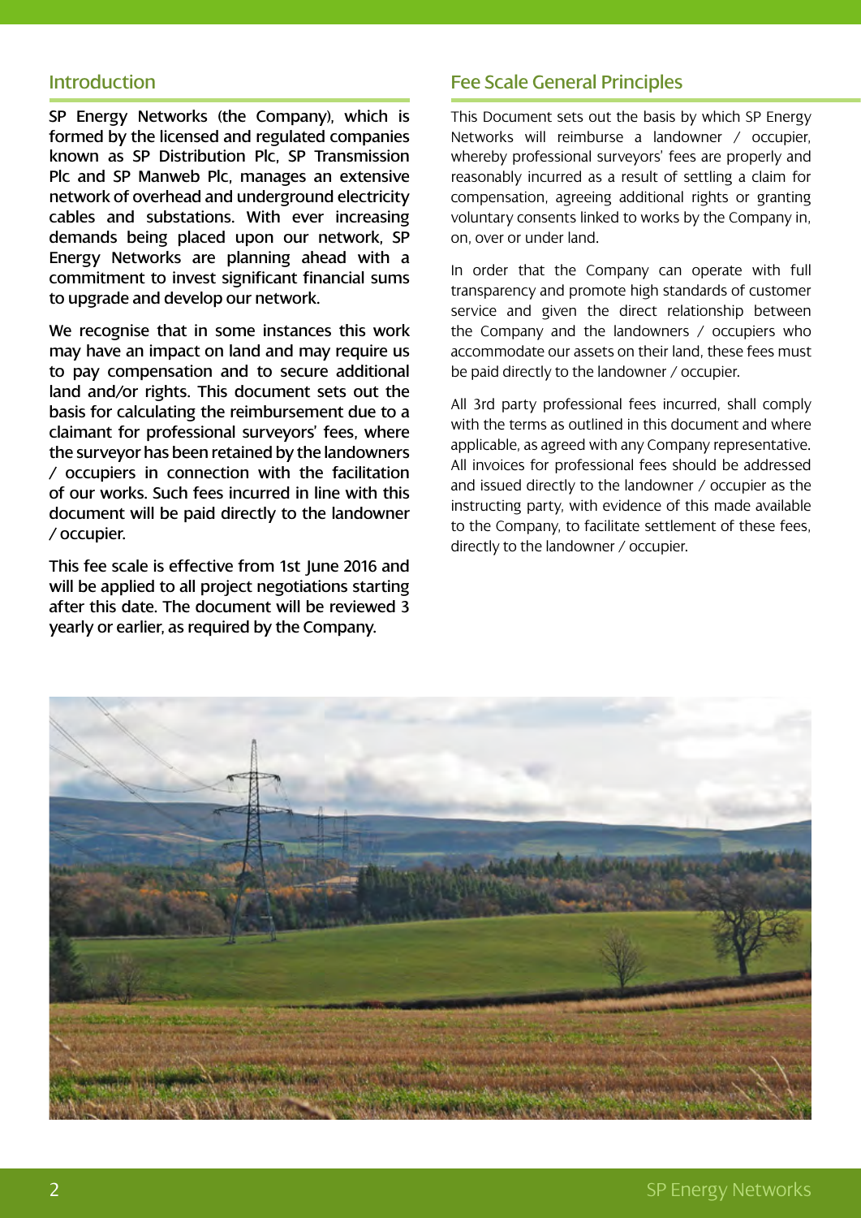## Introduction

SP Energy Networks (the Company), which is formed by the licensed and regulated companies known as SP Distribution Plc, SP Transmission Plc and SP Manweb Plc, manages an extensive network of overhead and underground electricity cables and substations. With ever increasing demands being placed upon our network, SP Energy Networks are planning ahead with a commitment to invest significant financial sums to upgrade and develop our network.

We recognise that in some instances this work may have an impact on land and may require us to pay compensation and to secure additional land and/or rights. This document sets out the basis for calculating the reimbursement due to a claimant for professional surveyors' fees, where the surveyor has been retained by the landowners / occupiers in connection with the facilitation of our works. Such fees incurred in line with this document will be paid directly to the landowner / occupier.

This fee scale is effective from 1st June 2016 and will be applied to all project negotiations starting after this date. The document will be reviewed 3 yearly or earlier, as required by the Company.

## Fee Scale General Principles

This Document sets out the basis by which SP Energy Networks will reimburse a landowner / occupier, whereby professional surveyors' fees are properly and reasonably incurred as a result of settling a claim for compensation, agreeing additional rights or granting voluntary consents linked to works by the Company in, on, over or under land.

In order that the Company can operate with full transparency and promote high standards of customer service and given the direct relationship between the Company and the landowners / occupiers who accommodate our assets on their land, these fees must be paid directly to the landowner / occupier.

All 3rd party professional fees incurred, shall comply with the terms as outlined in this document and where applicable, as agreed with any Company representative. All invoices for professional fees should be addressed and issued directly to the landowner / occupier as the instructing party, with evidence of this made available to the Company, to facilitate settlement of these fees, directly to the landowner / occupier.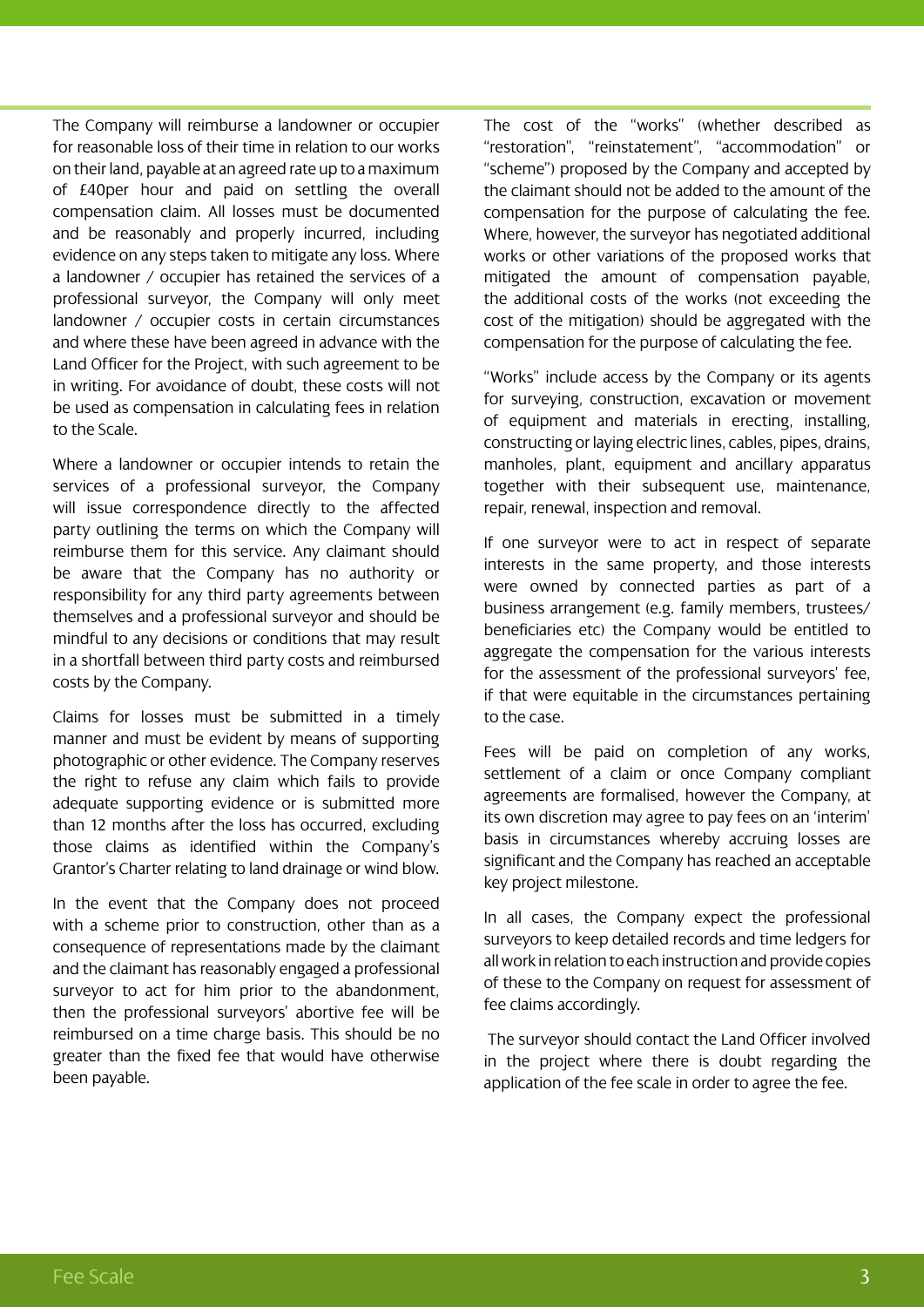The Company will reimburse a landowner or occupier for reasonable loss of their time in relation to our works on their land, payable at an agreed rate up to a maximum of £40per hour and paid on settling the overall compensation claim. All losses must be documented and be reasonably and properly incurred, including evidence on any steps taken to mitigate any loss. Where a landowner / occupier has retained the services of a professional surveyor, the Company will only meet landowner / occupier costs in certain circumstances and where these have been agreed in advance with the Land Officer for the Project, with such agreement to be in writing. For avoidance of doubt, these costs will not be used as compensation in calculating fees in relation to the Scale.

Where a landowner or occupier intends to retain the services of a professional surveyor, the Company will issue correspondence directly to the affected party outlining the terms on which the Company will reimburse them for this service. Any claimant should be aware that the Company has no authority or responsibility for any third party agreements between themselves and a professional surveyor and should be mindful to any decisions or conditions that may result in a shortfall between third party costs and reimbursed costs by the Company.

Claims for losses must be submitted in a timely manner and must be evident by means of supporting photographic or other evidence. The Company reserves the right to refuse any claim which fails to provide adequate supporting evidence or is submitted more than 12 months after the loss has occurred, excluding those claims as identified within the Company's Grantor's Charter relating to land drainage or wind blow.

In the event that the Company does not proceed with a scheme prior to construction, other than as a consequence of representations made by the claimant and the claimant has reasonably engaged a professional surveyor to act for him prior to the abandonment, then the professional surveyors' abortive fee will be reimbursed on a time charge basis. This should be no greater than the fixed fee that would have otherwise been payable.

The cost of the "works" (whether described as "restoration", "reinstatement", "accommodation" or "scheme") proposed by the Company and accepted by the claimant should not be added to the amount of the compensation for the purpose of calculating the fee. Where, however, the surveyor has negotiated additional works or other variations of the proposed works that mitigated the amount of compensation payable, the additional costs of the works (not exceeding the cost of the mitigation) should be aggregated with the compensation for the purpose of calculating the fee.

"Works" include access by the Company or its agents for surveying, construction, excavation or movement of equipment and materials in erecting, installing, constructing or laying electric lines, cables, pipes, drains, manholes, plant, equipment and ancillary apparatus together with their subsequent use, maintenance, repair, renewal, inspection and removal.

If one surveyor were to act in respect of separate interests in the same property, and those interests were owned by connected parties as part of a business arrangement (e.g. family members, trustees/ beneficiaries etc) the Company would be entitled to aggregate the compensation for the various interests for the assessment of the professional surveyors' fee, if that were equitable in the circumstances pertaining to the case.

Fees will be paid on completion of any works, settlement of a claim or once Company compliant agreements are formalised, however the Company, at its own discretion may agree to pay fees on an 'interim' basis in circumstances whereby accruing losses are significant and the Company has reached an acceptable key project milestone.

In all cases, the Company expect the professional surveyors to keep detailed records and time ledgers for all work in relation to each instruction and provide copies of these to the Company on request for assessment of fee claims accordingly.

The surveyor should contact the Land Officer involved in the project where there is doubt regarding the application of the fee scale in order to agree the fee.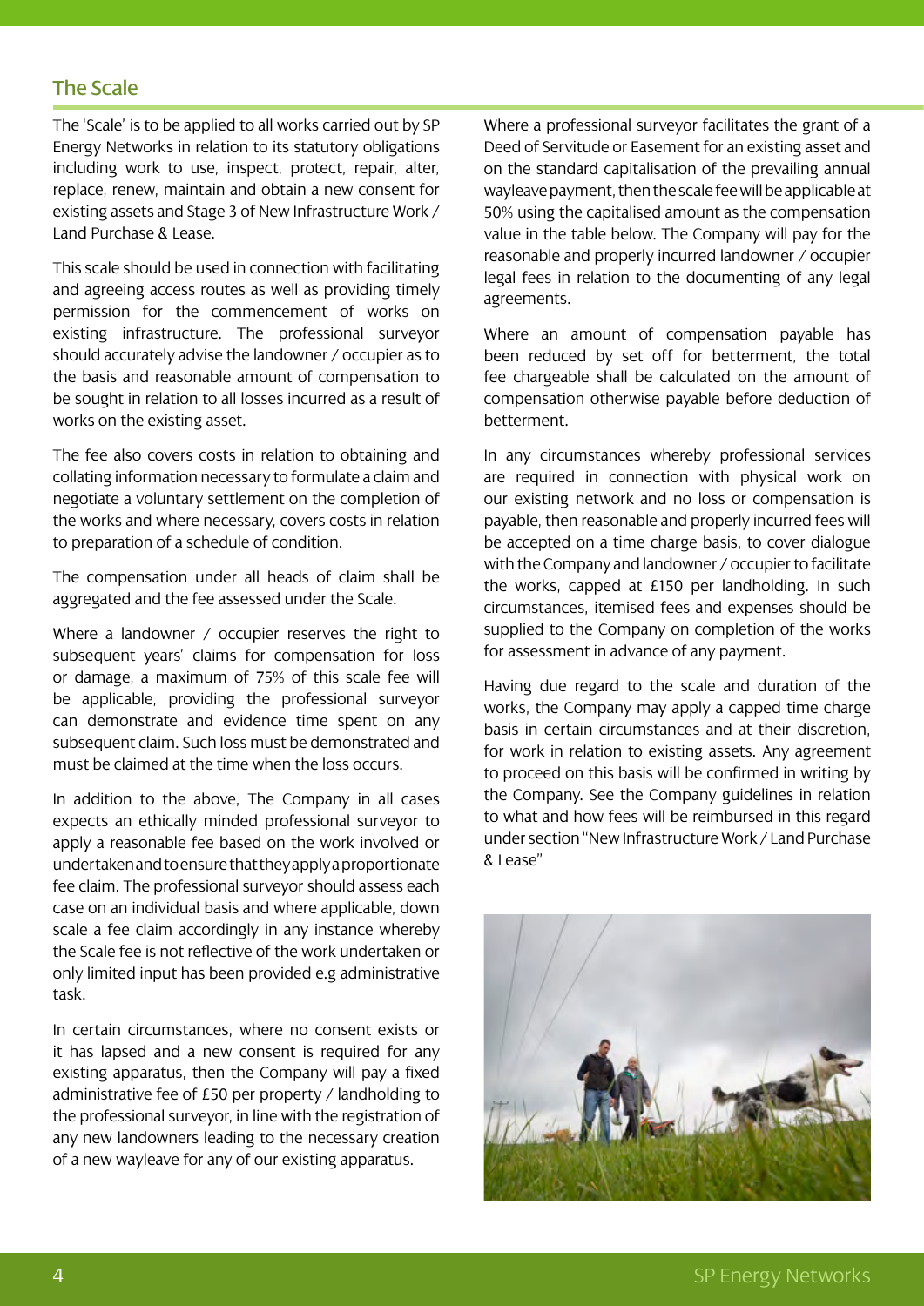## The Scale

The 'Scale' is to be applied to all works carried out by SP Energy Networks in relation to its statutory obligations including work to use, inspect, protect, repair, alter, replace, renew, maintain and obtain a new consent for existing assets and Stage 3 of New Infrastructure Work / Land Purchase & Lease.

This scale should be used in connection with facilitating and agreeing access routes as well as providing timely permission for the commencement of works on existing infrastructure. The professional surveyor should accurately advise the landowner / occupier as to the basis and reasonable amount of compensation to be sought in relation to all losses incurred as a result of works on the existing asset.

The fee also covers costs in relation to obtaining and collating information necessary to formulate a claim and negotiate a voluntary settlement on the completion of the works and where necessary, covers costs in relation to preparation of a schedule of condition.

The compensation under all heads of claim shall be aggregated and the fee assessed under the Scale.

Where a landowner / occupier reserves the right to subsequent years' claims for compensation for loss or damage, a maximum of 75% of this scale fee will be applicable, providing the professional surveyor can demonstrate and evidence time spent on any subsequent claim. Such loss must be demonstrated and must be claimed at the time when the loss occurs.

In addition to the above, The Company in all cases expects an ethically minded professional surveyor to apply a reasonable fee based on the work involved or undertaken and to ensure that they apply a proportionate fee claim. The professional surveyor should assess each case on an individual basis and where applicable, down scale a fee claim accordingly in any instance whereby the Scale fee is not reflective of the work undertaken or only limited input has been provided e.g administrative task.

In certain circumstances, where no consent exists or it has lapsed and a new consent is required for any existing apparatus, then the Company will pay a fixed administrative fee of £50 per property / landholding to the professional surveyor, in line with the registration of any new landowners leading to the necessary creation of a new wayleave for any of our existing apparatus.

Where a professional surveyor facilitates the grant of a Deed of Servitude or Easement for an existing asset and on the standard capitalisation of the prevailing annual wayleave payment, then the scale fee will be applicable at 50% using the capitalised amount as the compensation value in the table below. The Company will pay for the reasonable and properly incurred landowner / occupier legal fees in relation to the documenting of any legal agreements.

Where an amount of compensation payable has been reduced by set off for betterment, the total fee chargeable shall be calculated on the amount of compensation otherwise payable before deduction of betterment.

In any circumstances whereby professional services are required in connection with physical work on our existing network and no loss or compensation is payable, then reasonable and properly incurred fees will be accepted on a time charge basis, to cover dialogue with the Company and landowner / occupier to facilitate the works, capped at £150 per landholding. In such circumstances, itemised fees and expenses should be supplied to the Company on completion of the works for assessment in advance of any payment.

Having due regard to the scale and duration of the works, the Company may apply a capped time charge basis in certain circumstances and at their discretion, for work in relation to existing assets. Any agreement to proceed on this basis will be confirmed in writing by the Company. See the Company guidelines in relation to what and how fees will be reimbursed in this regard under section "New Infrastructure Work / Land Purchase & Lease"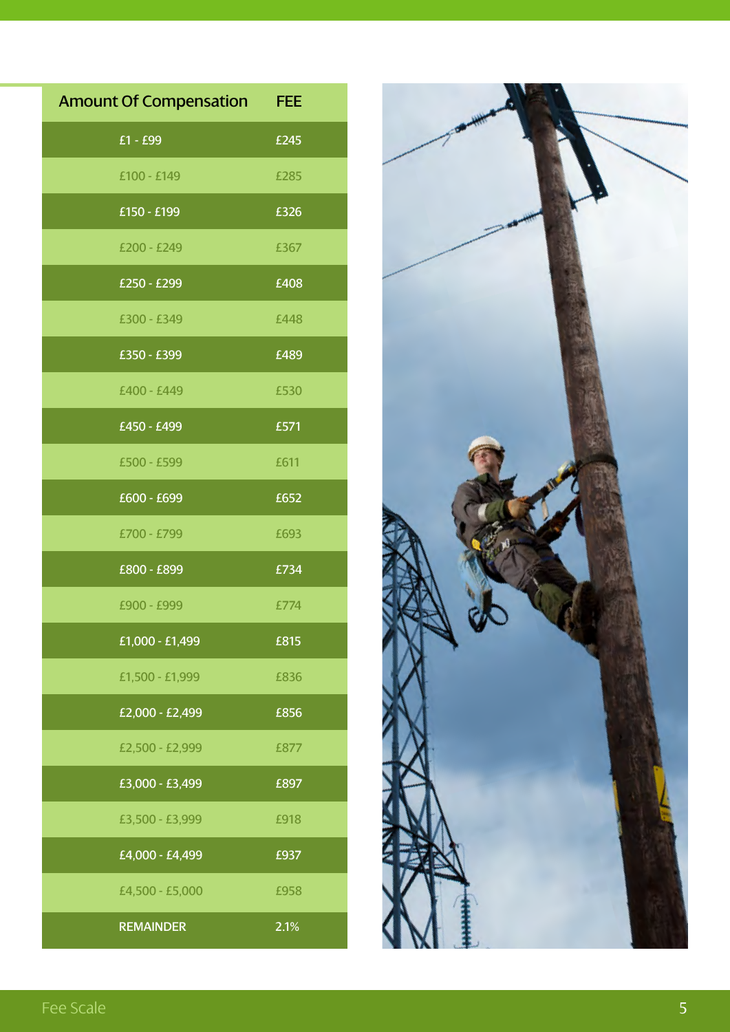| Amount Of Compensation | FEE |
|---|---|
| £1 - £99 | £245 |
| £100 - £149 | £285 |
| £150 - £199 | £326 |
| £200 - £249 | £367 |
| £250 - £299 | £408 |
| £300 - £349 | £448 |
| £350 - £399 | £489 |
| £400 - £449 | £530 |
| £450 - £499 | £571 |
| £500 - £599 | £611 |
| £600 - £699 | £652 |
| £700 - £799 | £693 |
| £800 - £899 | £734 |
| £900 - £999 | £774 |
| £1,000 - £1,499 | £815 |
| £1,500 - £1,999 | £836 |
| £2,000 - £2,499 | £856 |
| £2,500 - £2,999 | £877 |
| £3,000 - £3,499 | £897 |
| £3,500 - £3,999 | £918 |
| £4,000 - £4,499 | £937 |
| £4,500 - £5,000 | £958 |
| REMAINDER | 2.1% |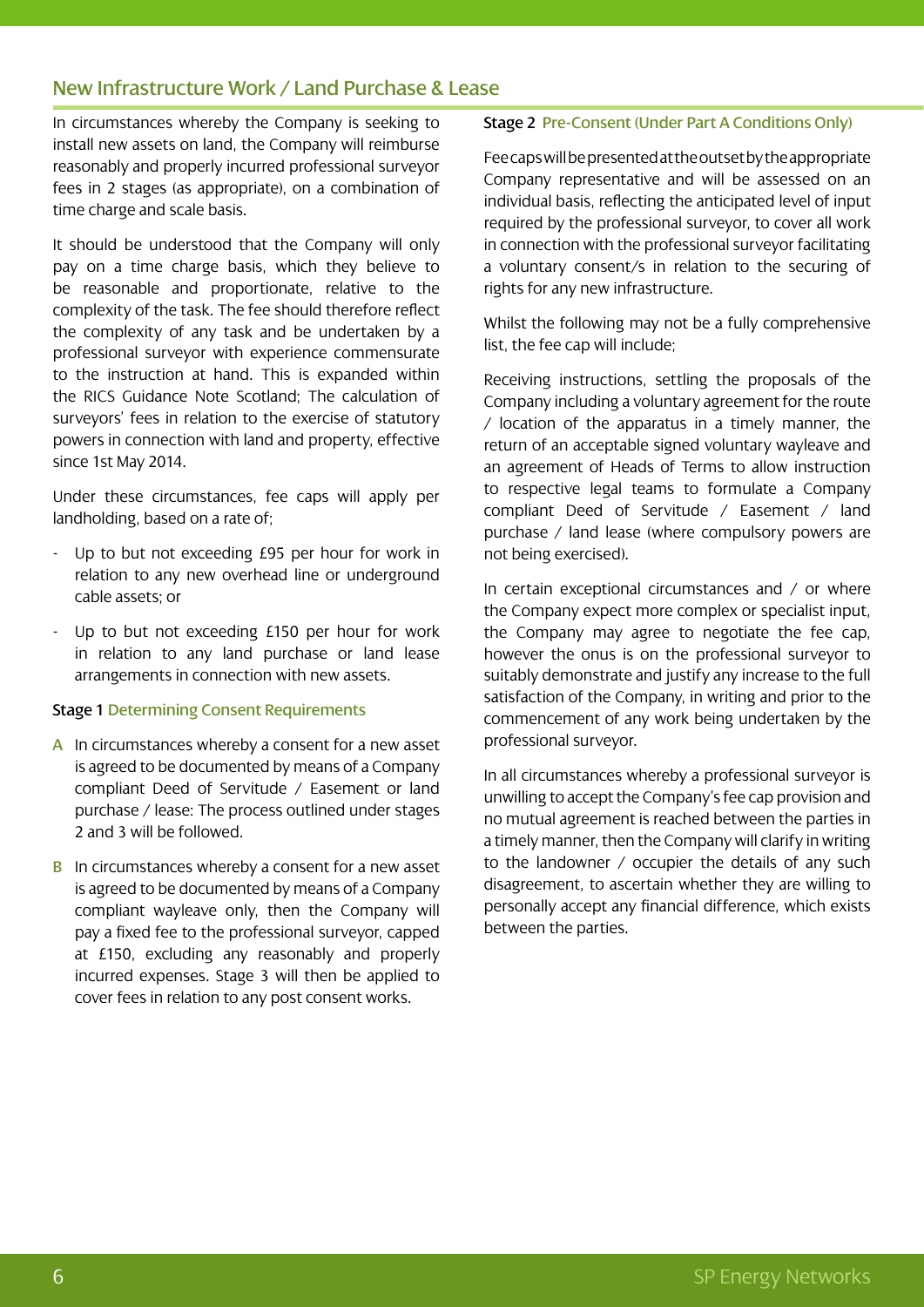## New Infrastructure Work / Land Purchase & Lease

In circumstances whereby the Company is seeking to install new assets on land, the Company will reimburse reasonably and properly incurred professional surveyor fees in 2 stages (as appropriate), on a combination of time charge and scale basis.

It should be understood that the Company will only pay on a time charge basis, which they believe to be reasonable and proportionate, relative to the complexity of the task. The fee should therefore reflect the complexity of any task and be undertaken by a professional surveyor with experience commensurate to the instruction at hand. This is expanded within the RICS Guidance Note Scotland; The calculation of surveyors' fees in relation to the exercise of statutory powers in connection with land and property, effective since 1st May 2014.

Under these circumstances, fee caps will apply per landholding, based on a rate of;

- Up to but not exceeding £95 per hour for work in relation to any new overhead line or underground cable assets; or
- Up to but not exceeding £150 per hour for work in relation to any land purchase or land lease arrangements in connection with new assets.

### Stage 1 Determining Consent Requirements

**A** In circumstances whereby a consent for a new asset is agreed to be documented by means of a Company compliant Deed of Servitude / Easement or land purchase / lease: The process outlined under stages 2 and 3 will be followed.

**B** In circumstances whereby a consent for a new asset is agreed to be documented by means of a Company compliant wayleave only, then the Company will pay a fixed fee to the professional surveyor, capped at £150, excluding any reasonably and properly incurred expenses. Stage 3 will then be applied to cover fees in relation to any post consent works.

### Stage 2 Pre-Consent (Under Part A Conditions Only)

Fee caps will be presented at the outset by the appropriate Company representative and will be assessed on an individual basis, reflecting the anticipated level of input required by the professional surveyor, to cover all work in connection with the professional surveyor facilitating a voluntary consent/s in relation to the securing of rights for any new infrastructure.

Whilst the following may not be a fully comprehensive list, the fee cap will include;

Receiving instructions, settling the proposals of the Company including a voluntary agreement for the route / location of the apparatus in a timely manner, the return of an acceptable signed voluntary wayleave and an agreement of Heads of Terms to allow instruction to respective legal teams to formulate a Company compliant Deed of Servitude / Easement / land purchase / land lease (where compulsory powers are not being exercised).

In certain exceptional circumstances and / or where the Company expect more complex or specialist input, the Company may agree to negotiate the fee cap, however the onus is on the professional surveyor to suitably demonstrate and justify any increase to the full satisfaction of the Company, in writing and prior to the commencement of any work being undertaken by the professional surveyor.

In all circumstances whereby a professional surveyor is unwilling to accept the Company's fee cap provision and no mutual agreement is reached between the parties in a timely manner, then the Company will clarify in writing to the landowner / occupier the details of any such disagreement, to ascertain whether they are willing to personally accept any financial difference, which exists between the parties.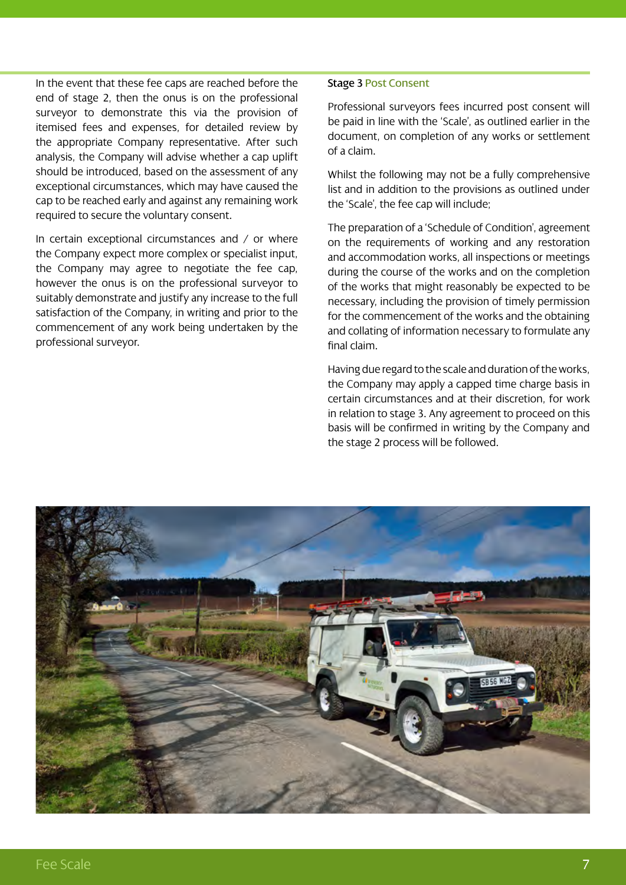In the event that these fee caps are reached before the end of stage 2, then the onus is on the professional surveyor to demonstrate this via the provision of itemised fees and expenses, for detailed review by the appropriate Company representative. After such analysis, the Company will advise whether a cap uplift should be introduced, based on the assessment of any exceptional circumstances, which may have caused the cap to be reached early and against any remaining work required to secure the voluntary consent.

In certain exceptional circumstances and / or where the Company expect more complex or specialist input, the Company may agree to negotiate the fee cap, however the onus is on the professional surveyor to suitably demonstrate and justify any increase to the full satisfaction of the Company, in writing and prior to the commencement of any work being undertaken by the professional surveyor.

### Stage 3 Post Consent

Professional surveyors fees incurred post consent will be paid in line with the 'Scale', as outlined earlier in the document, on completion of any works or settlement of a claim.

Whilst the following may not be a fully comprehensive list and in addition to the provisions as outlined under the 'Scale', the fee cap will include;

The preparation of a 'Schedule of Condition', agreement on the requirements of working and any restoration and accommodation works, all inspections or meetings during the course of the works and on the completion of the works that might reasonably be expected to be necessary, including the provision of timely permission for the commencement of the works and the obtaining and collating of information necessary to formulate any final claim.

Having due regard to the scale and duration of the works, the Company may apply a capped time charge basis in certain circumstances and at their discretion, for work in relation to stage 3. Any agreement to proceed on this basis will be confirmed in writing by the Company and the stage 2 process will be followed.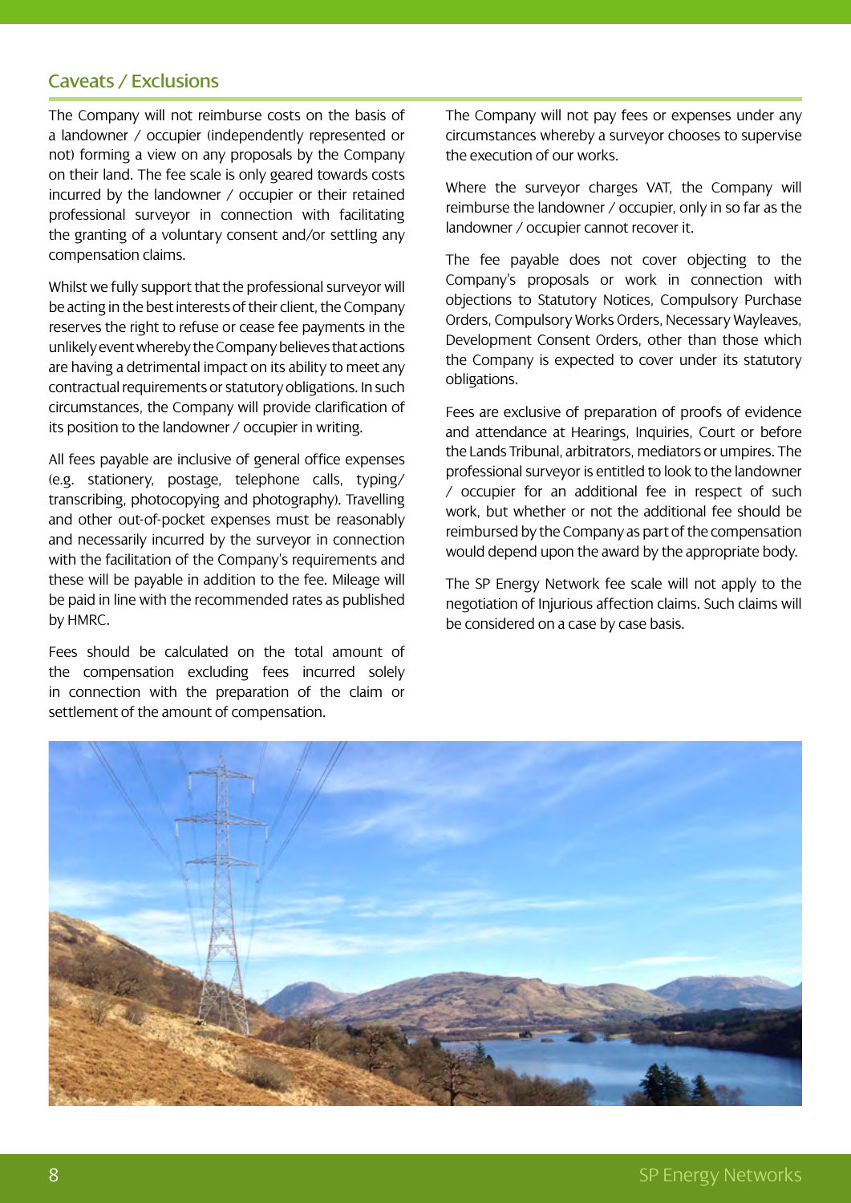## Caveats / Exclusions

The Company will not reimburse costs on the basis of a landowner / occupier (independently represented or not) forming a view on any proposals by the Company on their land. The fee scale is only geared towards costs incurred by the landowner / occupier or their retained professional surveyor in connection with facilitating the granting of a voluntary consent and/or settling any compensation claims.

Whilst we fully support that the professional surveyor will be acting in the best interests of their client, the Company reserves the right to refuse or cease fee payments in the unlikely event whereby the Company believes that actions are having a detrimental impact on its ability to meet any contractual requirements or statutory obligations. In such circumstances, the Company will provide clarification of its position to the landowner / occupier in writing.

All fees payable are inclusive of general office expenses (e.g. stationery, postage, telephone calls, typing/ transcribing, photocopying and photography). Travelling and other out-of-pocket expenses must be reasonably and necessarily incurred by the surveyor in connection with the facilitation of the Company's requirements and these will be payable in addition to the fee. Mileage will be paid in line with the recommended rates as published by HMRC.

Fees should be calculated on the total amount of the compensation excluding fees incurred solely in connection with the preparation of the claim or settlement of the amount of compensation.

The Company will not pay fees or expenses under any circumstances whereby a surveyor chooses to supervise the execution of our works.

Where the surveyor charges VAT, the Company will reimburse the landowner / occupier, only in so far as the landowner / occupier cannot recover it.

The fee payable does not cover objecting to the Company's proposals or work in connection with objections to Statutory Notices, Compulsory Purchase Orders, Compulsory Works Orders, Necessary Wayleaves, Development Consent Orders, other than those which the Company is expected to cover under its statutory obligations.

Fees are exclusive of preparation of proofs of evidence and attendance at Hearings, Inquiries, Court or before the Lands Tribunal, arbitrators, mediators or umpires. The professional surveyor is entitled to look to the landowner / occupier for an additional fee in respect of such work, but whether or not the additional fee should be reimbursed by the Company as part of the compensation would depend upon the award by the appropriate body.

The SP Energy Network fee scale will not apply to the negotiation of Injurious affection claims. Such claims will be considered on a case by case basis.